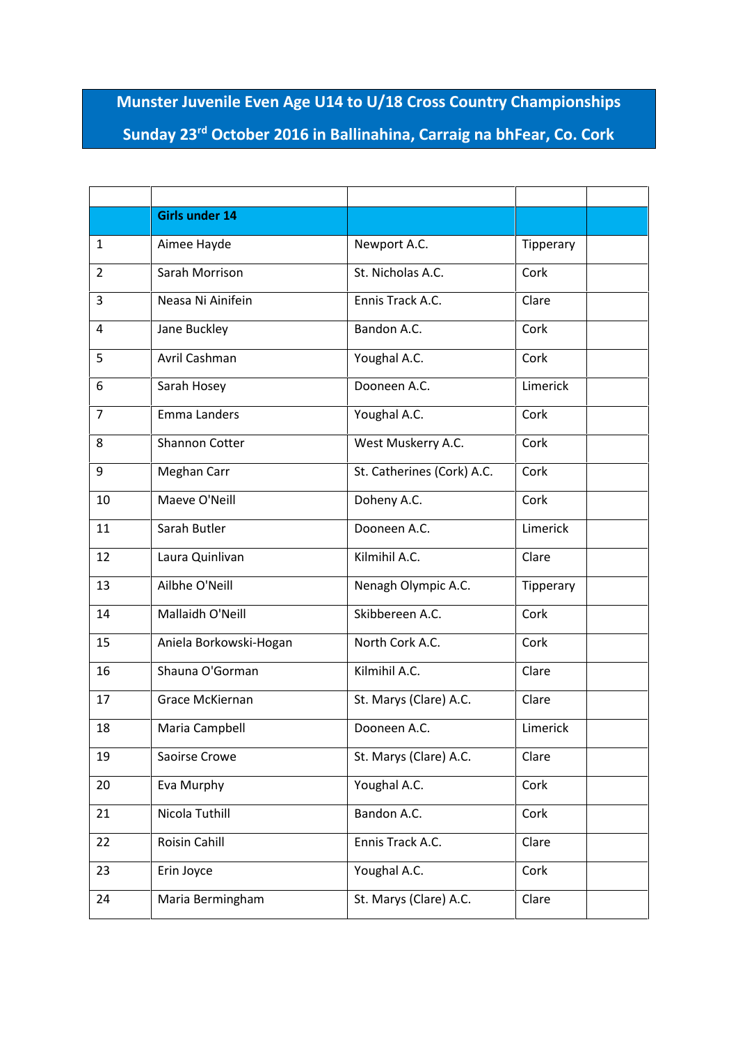# Munster Juvenile Even Age U14 to U/18 Cross Country Championships

## Sunday 23rd October 2016 in Ballinahina, Carraig na bhFear, Co. Cork

| | | | | |
|---|---|---|---|---|
| | **Girls under 14** | | | |
| 1 | Aimee Hayde | Newport A.C. | Tipperary | |
| 2 | Sarah Morrison | St. Nicholas A.C. | Cork | |
| 3 | Neasa Ni Ainifein | Ennis Track A.C. | Clare | |
| 4 | Jane Buckley | Bandon A.C. | Cork | |
| 5 | Avril Cashman | Youghal A.C. | Cork | |
| 6 | Sarah Hosey | Dooneen A.C. | Limerick | |
| 7 | Emma Landers | Youghal A.C. | Cork | |
| 8 | Shannon Cotter | West Muskerry A.C. | Cork | |
| 9 | Meghan Carr | St. Catherines (Cork) A.C. | Cork | |
| 10 | Maeve O'Neill | Doheny A.C. | Cork | |
| 11 | Sarah Butler | Dooneen A.C. | Limerick | |
| 12 | Laura Quinlivan | Kilmihil A.C. | Clare | |
| 13 | Ailbhe O'Neill | Nenagh Olympic A.C. | Tipperary | |
| 14 | Mallaidh O'Neill | Skibbereen A.C. | Cork | |
| 15 | Aniela Borkowski-Hogan | North Cork A.C. | Cork | |
| 16 | Shauna O'Gorman | Kilmihil A.C. | Clare | |
| 17 | Grace McKiernan | St. Marys (Clare) A.C. | Clare | |
| 18 | Maria Campbell | Dooneen A.C. | Limerick | |
| 19 | Saoirse Crowe | St. Marys (Clare) A.C. | Clare | |
| 20 | Eva Murphy | Youghal A.C. | Cork | |
| 21 | Nicola Tuthill | Bandon A.C. | Cork | |
| 22 | Roisin Cahill | Ennis Track A.C. | Clare | |
| 23 | Erin Joyce | Youghal A.C. | Cork | |
| 24 | Maria Bermingham | St. Marys (Clare) A.C. | Clare | |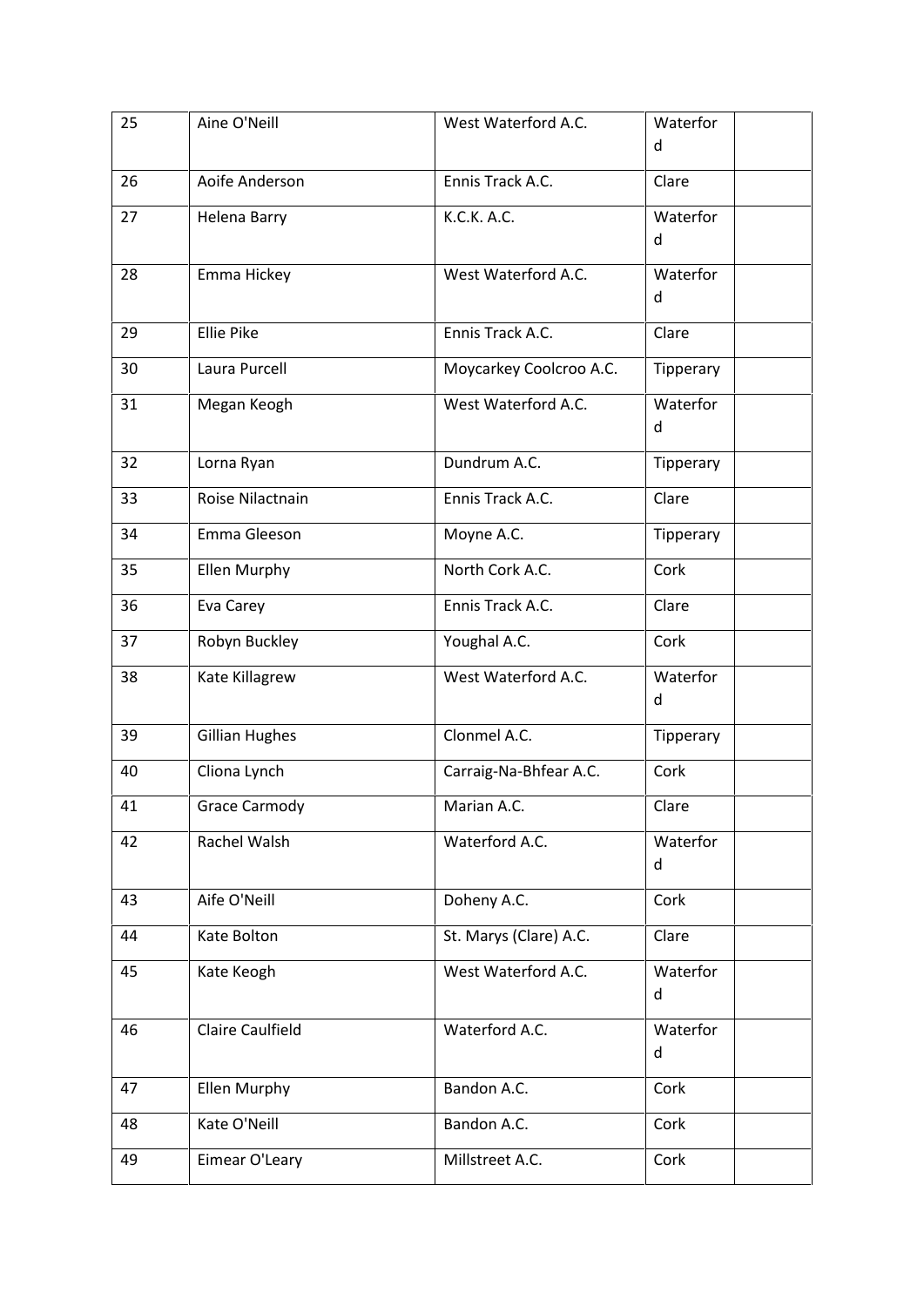| 25 | Aine O'Neill | West Waterford A.C. | Waterford | |
|---|---|---|---|---|
| 26 | Aoife Anderson | Ennis Track A.C. | Clare | |
| 27 | Helena Barry | K.C.K. A.C. | Waterford | |
| 28 | Emma Hickey | West Waterford A.C. | Waterford | |
| 29 | Ellie Pike | Ennis Track A.C. | Clare | |
| 30 | Laura Purcell | Moycarkey Coolcroo A.C. | Tipperary | |
| 31 | Megan Keogh | West Waterford A.C. | Waterford | |
| 32 | Lorna Ryan | Dundrum A.C. | Tipperary | |
| 33 | Roise Nilactnain | Ennis Track A.C. | Clare | |
| 34 | Emma Gleeson | Moyne A.C. | Tipperary | |
| 35 | Ellen Murphy | North Cork A.C. | Cork | |
| 36 | Eva Carey | Ennis Track A.C. | Clare | |
| 37 | Robyn Buckley | Youghal A.C. | Cork | |
| 38 | Kate Killagrew | West Waterford A.C. | Waterford | |
| 39 | Gillian Hughes | Clonmel A.C. | Tipperary | |
| 40 | Cliona Lynch | Carraig-Na-Bhfear A.C. | Cork | |
| 41 | Grace Carmody | Marian A.C. | Clare | |
| 42 | Rachel Walsh | Waterford A.C. | Waterford | |
| 43 | Aife O'Neill | Doheny A.C. | Cork | |
| 44 | Kate Bolton | St. Marys (Clare) A.C. | Clare | |
| 45 | Kate Keogh | West Waterford A.C. | Waterford | |
| 46 | Claire Caulfield | Waterford A.C. | Waterford | |
| 47 | Ellen Murphy | Bandon A.C. | Cork | |
| 48 | Kate O'Neill | Bandon A.C. | Cork | |
| 49 | Eimear O'Leary | Millstreet A.C. | Cork | |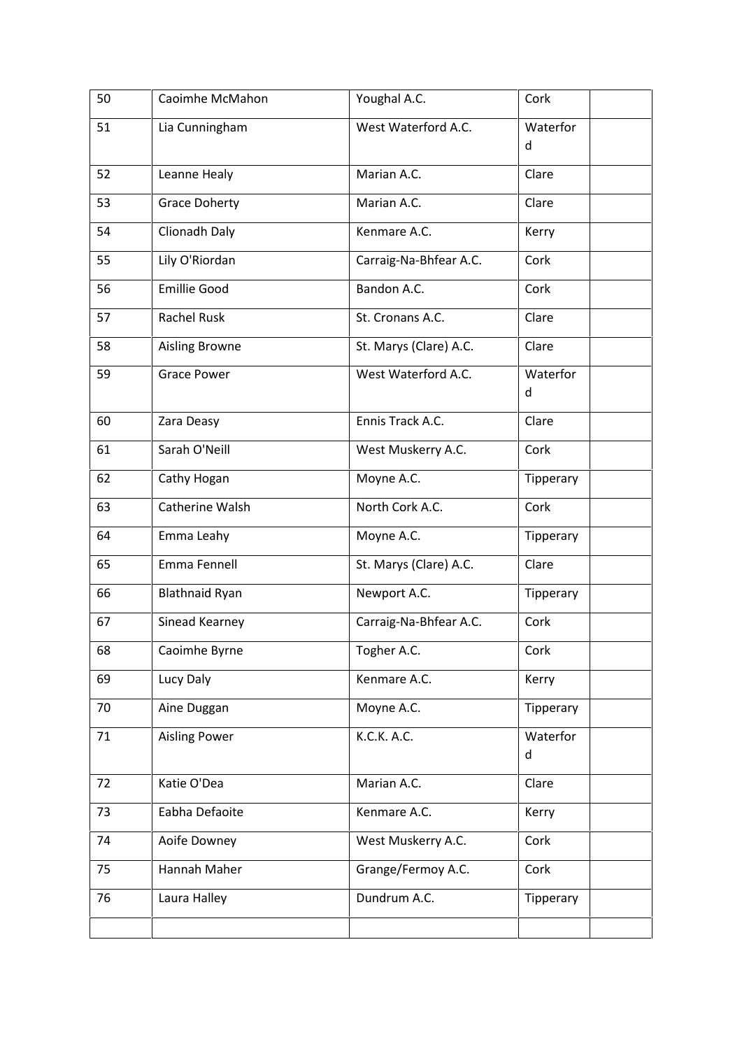| | | | | |
|---|---|---|---|---|
| 50 | Caoimhe McMahon | Youghal A.C. | Cork | |
| 51 | Lia Cunningham | West Waterford A.C. | Waterford | |
| 52 | Leanne Healy | Marian A.C. | Clare | |
| 53 | Grace Doherty | Marian A.C. | Clare | |
| 54 | Clionadh Daly | Kenmare A.C. | Kerry | |
| 55 | Lily O'Riordan | Carraig-Na-Bhfear A.C. | Cork | |
| 56 | Emillie Good | Bandon A.C. | Cork | |
| 57 | Rachel Rusk | St. Cronans A.C. | Clare | |
| 58 | Aisling Browne | St. Marys (Clare) A.C. | Clare | |
| 59 | Grace Power | West Waterford A.C. | Waterford | |
| 60 | Zara Deasy | Ennis Track A.C. | Clare | |
| 61 | Sarah O'Neill | West Muskerry A.C. | Cork | |
| 62 | Cathy Hogan | Moyne A.C. | Tipperary | |
| 63 | Catherine Walsh | North Cork A.C. | Cork | |
| 64 | Emma Leahy | Moyne A.C. | Tipperary | |
| 65 | Emma Fennell | St. Marys (Clare) A.C. | Clare | |
| 66 | Blathnaid Ryan | Newport A.C. | Tipperary | |
| 67 | Sinead Kearney | Carraig-Na-Bhfear A.C. | Cork | |
| 68 | Caoimhe Byrne | Togher A.C. | Cork | |
| 69 | Lucy Daly | Kenmare A.C. | Kerry | |
| 70 | Aine Duggan | Moyne A.C. | Tipperary | |
| 71 | Aisling Power | K.C.K. A.C. | Waterford | |
| 72 | Katie O'Dea | Marian A.C. | Clare | |
| 73 | Eabha Defaoite | Kenmare A.C. | Kerry | |
| 74 | Aoife Downey | West Muskerry A.C. | Cork | |
| 75 | Hannah Maher | Grange/Fermoy A.C. | Cork | |
| 76 | Laura Halley | Dundrum A.C. | Tipperary | |
| | | | | |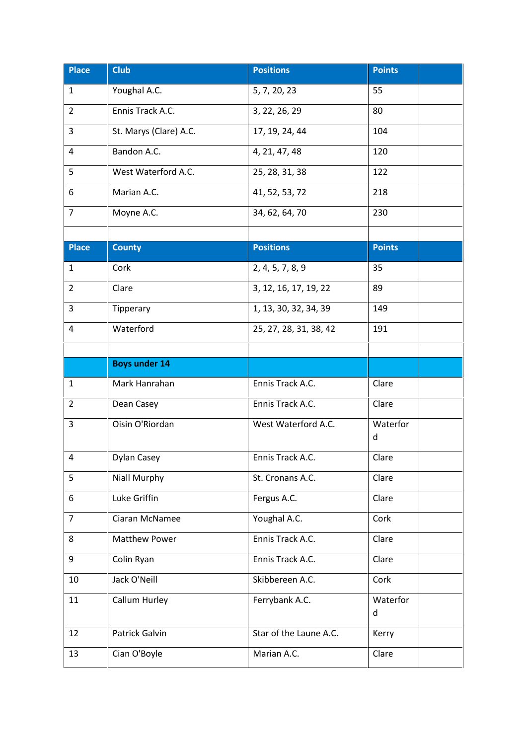| Place | Club | Positions | Points | |
|---|---|---|---|---|
| 1 | Youghal A.C. | 5, 7, 20, 23 | 55 | |
| 2 | Ennis Track A.C. | 3, 22, 26, 29 | 80 | |
| 3 | St. Marys (Clare) A.C. | 17, 19, 24, 44 | 104 | |
| 4 | Bandon A.C. | 4, 21, 47, 48 | 120 | |
| 5 | West Waterford A.C. | 25, 28, 31, 38 | 122 | |
| 6 | Marian A.C. | 41, 52, 53, 72 | 218 | |
| 7 | Moyne A.C. | 34, 62, 64, 70 | 230 | |
| | | | | |
| **Place** | **County** | **Positions** | **Points** | |
| 1 | Cork | 2, 4, 5, 7, 8, 9 | 35 | |
| 2 | Clare | 3, 12, 16, 17, 19, 22 | 89 | |
| 3 | Tipperary | 1, 13, 30, 32, 34, 39 | 149 | |
| 4 | Waterford | 25, 27, 28, 31, 38, 42 | 191 | |
| | | | | |
| | **Boys under 14** | | | |
| 1 | Mark Hanrahan | Ennis Track A.C. | Clare | |
| 2 | Dean Casey | Ennis Track A.C. | Clare | |
| 3 | Oisin O'Riordan | West Waterford A.C. | Waterford | |
| 4 | Dylan Casey | Ennis Track A.C. | Clare | |
| 5 | Niall Murphy | St. Cronans A.C. | Clare | |
| 6 | Luke Griffin | Fergus A.C. | Clare | |
| 7 | Ciaran McNamee | Youghal A.C. | Cork | |
| 8 | Matthew Power | Ennis Track A.C. | Clare | |
| 9 | Colin Ryan | Ennis Track A.C. | Clare | |
| 10 | Jack O'Neill | Skibbereen A.C. | Cork | |
| 11 | Callum Hurley | Ferrybank A.C. | Waterford | |
| 12 | Patrick Galvin | Star of the Laune A.C. | Kerry | |
| 13 | Cian O'Boyle | Marian A.C. | Clare | |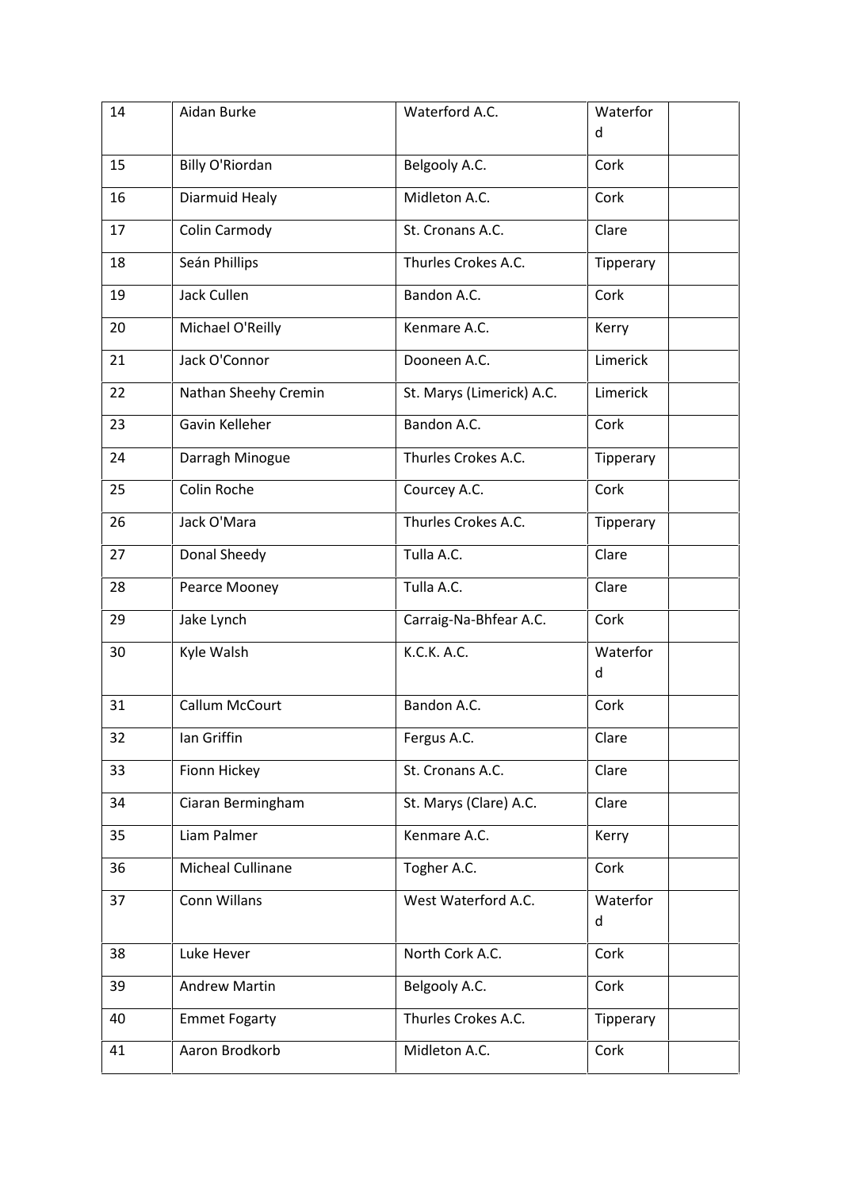| 14 | Aidan Burke | Waterford A.C. | Waterford | |
|---|---|---|---|---|
| 15 | Billy O'Riordan | Belgooly A.C. | Cork | |
| 16 | Diarmuid Healy | Midleton A.C. | Cork | |
| 17 | Colin Carmody | St. Cronans A.C. | Clare | |
| 18 | Seán Phillips | Thurles Crokes A.C. | Tipperary | |
| 19 | Jack Cullen | Bandon A.C. | Cork | |
| 20 | Michael O'Reilly | Kenmare A.C. | Kerry | |
| 21 | Jack O'Connor | Dooneen A.C. | Limerick | |
| 22 | Nathan Sheehy Cremin | St. Marys (Limerick) A.C. | Limerick | |
| 23 | Gavin Kelleher | Bandon A.C. | Cork | |
| 24 | Darragh Minogue | Thurles Crokes A.C. | Tipperary | |
| 25 | Colin Roche | Courcey A.C. | Cork | |
| 26 | Jack O'Mara | Thurles Crokes A.C. | Tipperary | |
| 27 | Donal Sheedy | Tulla A.C. | Clare | |
| 28 | Pearce Mooney | Tulla A.C. | Clare | |
| 29 | Jake Lynch | Carraig-Na-Bhfear A.C. | Cork | |
| 30 | Kyle Walsh | K.C.K. A.C. | Waterford | |
| 31 | Callum McCourt | Bandon A.C. | Cork | |
| 32 | Ian Griffin | Fergus A.C. | Clare | |
| 33 | Fionn Hickey | St. Cronans A.C. | Clare | |
| 34 | Ciaran Bermingham | St. Marys (Clare) A.C. | Clare | |
| 35 | Liam Palmer | Kenmare A.C. | Kerry | |
| 36 | Micheal Cullinane | Togher A.C. | Cork | |
| 37 | Conn Willans | West Waterford A.C. | Waterford | |
| 38 | Luke Hever | North Cork A.C. | Cork | |
| 39 | Andrew Martin | Belgooly A.C. | Cork | |
| 40 | Emmet Fogarty | Thurles Crokes A.C. | Tipperary | |
| 41 | Aaron Brodkorb | Midleton A.C. | Cork | |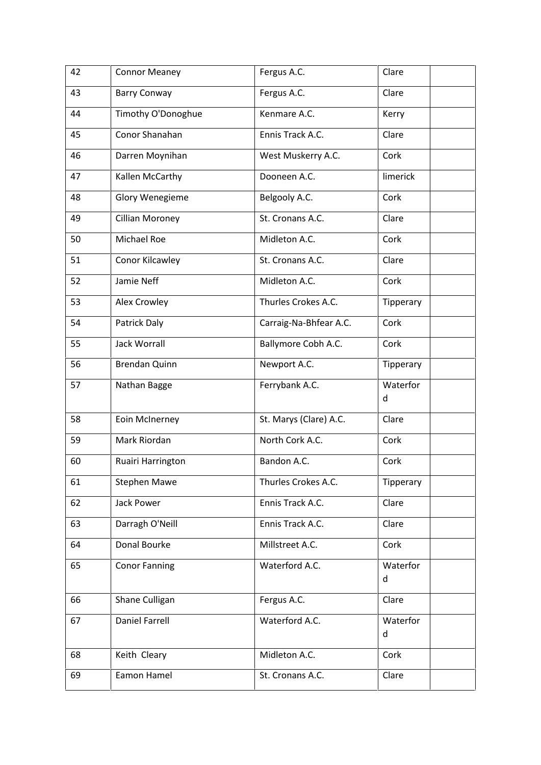| | | | | |
|---|---|---|---|---|
| 42 | Connor Meaney | Fergus A.C. | Clare | |
| 43 | Barry Conway | Fergus A.C. | Clare | |
| 44 | Timothy O'Donoghue | Kenmare A.C. | Kerry | |
| 45 | Conor Shanahan | Ennis Track A.C. | Clare | |
| 46 | Darren Moynihan | West Muskerry A.C. | Cork | |
| 47 | Kallen McCarthy | Dooneen A.C. | limerick | |
| 48 | Glory Wenegieme | Belgooly A.C. | Cork | |
| 49 | Cillian Moroney | St. Cronans A.C. | Clare | |
| 50 | Michael Roe | Midleton A.C. | Cork | |
| 51 | Conor Kilcawley | St. Cronans A.C. | Clare | |
| 52 | Jamie Neff | Midleton A.C. | Cork | |
| 53 | Alex Crowley | Thurles Crokes A.C. | Tipperary | |
| 54 | Patrick Daly | Carraig-Na-Bhfear A.C. | Cork | |
| 55 | Jack Worrall | Ballymore Cobh A.C. | Cork | |
| 56 | Brendan Quinn | Newport A.C. | Tipperary | |
| 57 | Nathan Bagge | Ferrybank A.C. | Waterford | |
| 58 | Eoin McInerney | St. Marys (Clare) A.C. | Clare | |
| 59 | Mark Riordan | North Cork A.C. | Cork | |
| 60 | Ruairi Harrington | Bandon A.C. | Cork | |
| 61 | Stephen Mawe | Thurles Crokes A.C. | Tipperary | |
| 62 | Jack Power | Ennis Track A.C. | Clare | |
| 63 | Darragh O'Neill | Ennis Track A.C. | Clare | |
| 64 | Donal Bourke | Millstreet A.C. | Cork | |
| 65 | Conor Fanning | Waterford A.C. | Waterford | |
| 66 | Shane Culligan | Fergus A.C. | Clare | |
| 67 | Daniel Farrell | Waterford A.C. | Waterford | |
| 68 | Keith Cleary | Midleton A.C. | Cork | |
| 69 | Eamon Hamel | St. Cronans A.C. | Clare | |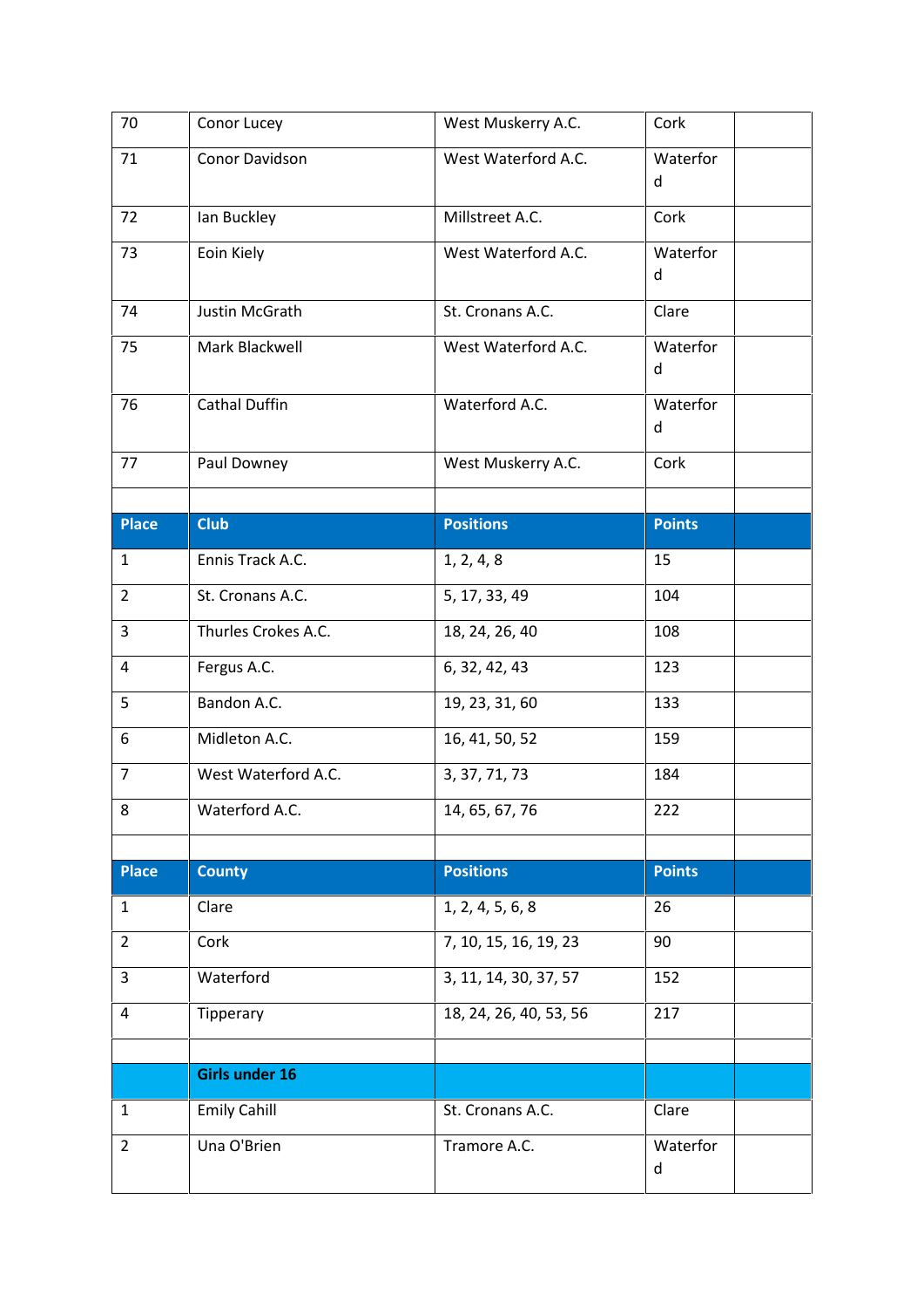| 70 | Conor Lucey | West Muskerry A.C. | Cork | |
|---|---|---|---|---|
| 71 | Conor Davidson | West Waterford A.C. | Waterford | |
| 72 | Ian Buckley | Millstreet A.C. | Cork | |
| 73 | Eoin Kiely | West Waterford A.C. | Waterford | |
| 74 | Justin McGrath | St. Cronans A.C. | Clare | |
| 75 | Mark Blackwell | West Waterford A.C. | Waterford | |
| 76 | Cathal Duffin | Waterford A.C. | Waterford | |
| 77 | Paul Downey | West Muskerry A.C. | Cork | |
| | | | | |
| **Place** | **Club** | **Positions** | **Points** | |
| 1 | Ennis Track A.C. | 1, 2, 4, 8 | 15 | |
| 2 | St. Cronans A.C. | 5, 17, 33, 49 | 104 | |
| 3 | Thurles Crokes A.C. | 18, 24, 26, 40 | 108 | |
| 4 | Fergus A.C. | 6, 32, 42, 43 | 123 | |
| 5 | Bandon A.C. | 19, 23, 31, 60 | 133 | |
| 6 | Midleton A.C. | 16, 41, 50, 52 | 159 | |
| 7 | West Waterford A.C. | 3, 37, 71, 73 | 184 | |
| 8 | Waterford A.C. | 14, 65, 67, 76 | 222 | |
| | | | | |
| **Place** | **County** | **Positions** | **Points** | |
| 1 | Clare | 1, 2, 4, 5, 6, 8 | 26 | |
| 2 | Cork | 7, 10, 15, 16, 19, 23 | 90 | |
| 3 | Waterford | 3, 11, 14, 30, 37, 57 | 152 | |
| 4 | Tipperary | 18, 24, 26, 40, 53, 56 | 217 | |
| | | | | |
| | **Girls under 16** | | | |
| 1 | Emily Cahill | St. Cronans A.C. | Clare | |
| 2 | Una O'Brien | Tramore A.C. | Waterford | |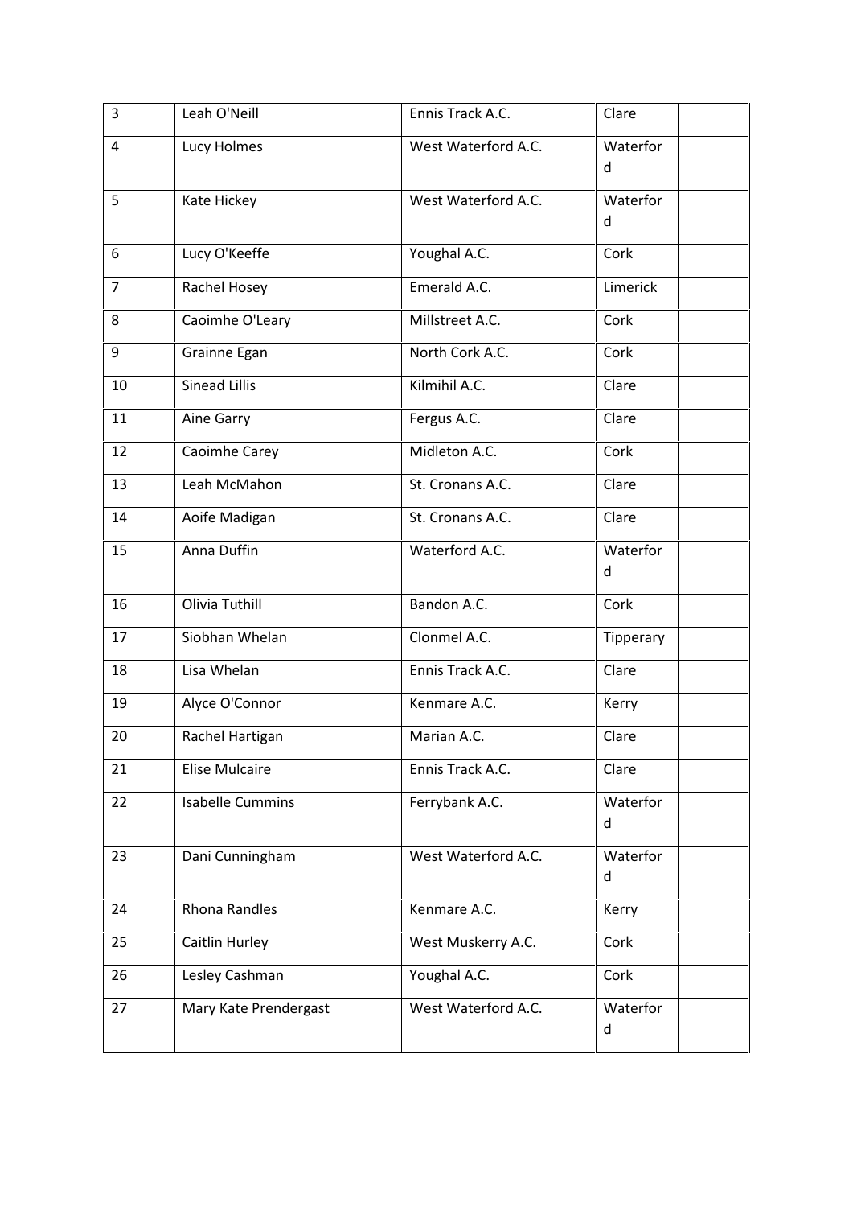| | | | | |
|---|---|---|---|---|
| 3 | Leah O'Neill | Ennis Track A.C. | Clare | |
| 4 | Lucy Holmes | West Waterford A.C. | Waterford | |
| 5 | Kate Hickey | West Waterford A.C. | Waterford | |
| 6 | Lucy O'Keeffe | Youghal A.C. | Cork | |
| 7 | Rachel Hosey | Emerald A.C. | Limerick | |
| 8 | Caoimhe O'Leary | Millstreet A.C. | Cork | |
| 9 | Grainne Egan | North Cork A.C. | Cork | |
| 10 | Sinead Lillis | Kilmihil A.C. | Clare | |
| 11 | Aine Garry | Fergus A.C. | Clare | |
| 12 | Caoimhe Carey | Midleton A.C. | Cork | |
| 13 | Leah McMahon | St. Cronans A.C. | Clare | |
| 14 | Aoife Madigan | St. Cronans A.C. | Clare | |
| 15 | Anna Duffin | Waterford A.C. | Waterford | |
| 16 | Olivia Tuthill | Bandon A.C. | Cork | |
| 17 | Siobhan Whelan | Clonmel A.C. | Tipperary | |
| 18 | Lisa Whelan | Ennis Track A.C. | Clare | |
| 19 | Alyce O'Connor | Kenmare A.C. | Kerry | |
| 20 | Rachel Hartigan | Marian A.C. | Clare | |
| 21 | Elise Mulcaire | Ennis Track A.C. | Clare | |
| 22 | Isabelle Cummins | Ferrybank A.C. | Waterford | |
| 23 | Dani Cunningham | West Waterford A.C. | Waterford | |
| 24 | Rhona Randles | Kenmare A.C. | Kerry | |
| 25 | Caitlin Hurley | West Muskerry A.C. | Cork | |
| 26 | Lesley Cashman | Youghal A.C. | Cork | |
| 27 | Mary Kate Prendergast | West Waterford A.C. | Waterford | |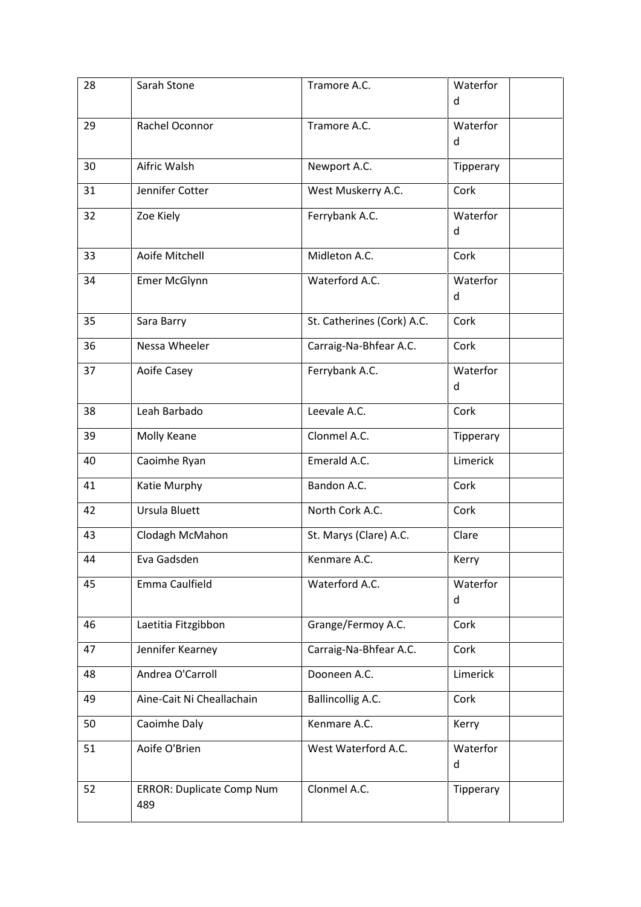| 28 | Sarah Stone | Tramore A.C. | Waterford | |
|---|---|---|---|---|
| 29 | Rachel Oconnor | Tramore A.C. | Waterford | |
| 30 | Aifric Walsh | Newport A.C. | Tipperary | |
| 31 | Jennifer Cotter | West Muskerry A.C. | Cork | |
| 32 | Zoe Kiely | Ferrybank A.C. | Waterford | |
| 33 | Aoife Mitchell | Midleton A.C. | Cork | |
| 34 | Emer McGlynn | Waterford A.C. | Waterford | |
| 35 | Sara Barry | St. Catherines (Cork) A.C. | Cork | |
| 36 | Nessa Wheeler | Carraig-Na-Bhfear A.C. | Cork | |
| 37 | Aoife Casey | Ferrybank A.C. | Waterford | |
| 38 | Leah Barbado | Leevale A.C. | Cork | |
| 39 | Molly Keane | Clonmel A.C. | Tipperary | |
| 40 | Caoimhe Ryan | Emerald A.C. | Limerick | |
| 41 | Katie Murphy | Bandon A.C. | Cork | |
| 42 | Ursula Bluett | North Cork A.C. | Cork | |
| 43 | Clodagh McMahon | St. Marys (Clare) A.C. | Clare | |
| 44 | Eva Gadsden | Kenmare A.C. | Kerry | |
| 45 | Emma Caulfield | Waterford A.C. | Waterford | |
| 46 | Laetitia Fitzgibbon | Grange/Fermoy A.C. | Cork | |
| 47 | Jennifer Kearney | Carraig-Na-Bhfear A.C. | Cork | |
| 48 | Andrea O'Carroll | Dooneen A.C. | Limerick | |
| 49 | Aine-Cait Ni Cheallachain | Ballincollig A.C. | Cork | |
| 50 | Caoimhe Daly | Kenmare A.C. | Kerry | |
| 51 | Aoife O'Brien | West Waterford A.C. | Waterford | |
| 52 | ERROR: Duplicate Comp Num 489 | Clonmel A.C. | Tipperary | |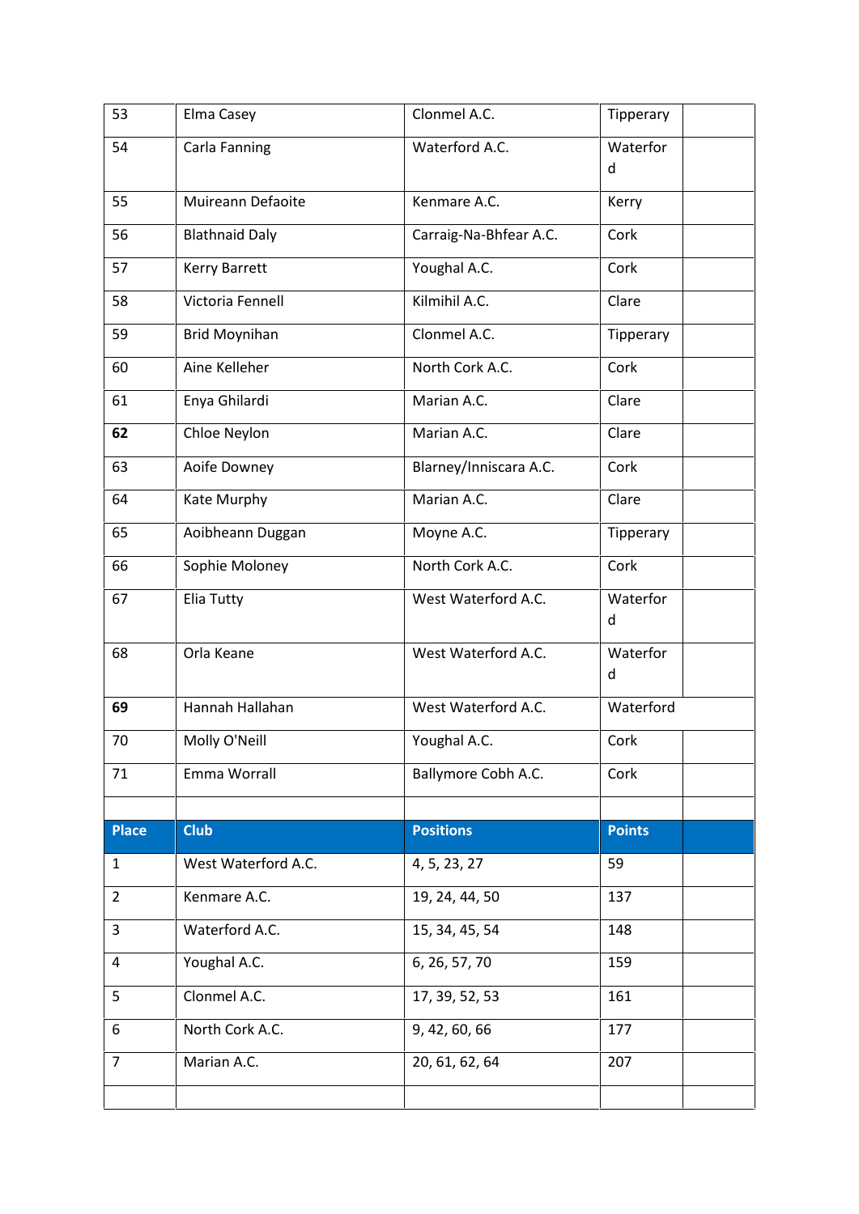| | | | | |
|---|---|---|---|---|
| 53 | Elma Casey | Clonmel A.C. | Tipperary | |
| 54 | Carla Fanning | Waterford A.C. | Waterford | |
| 55 | Muireann Defaoite | Kenmare A.C. | Kerry | |
| 56 | Blathnaid Daly | Carraig-Na-Bhfear A.C. | Cork | |
| 57 | Kerry Barrett | Youghal A.C. | Cork | |
| 58 | Victoria Fennell | Kilmihil A.C. | Clare | |
| 59 | Brid Moynihan | Clonmel A.C. | Tipperary | |
| 60 | Aine Kelleher | North Cork A.C. | Cork | |
| 61 | Enya Ghilardi | Marian A.C. | Clare | |
| **62** | Chloe Neylon | Marian A.C. | Clare | |
| 63 | Aoife Downey | Blarney/Inniscara A.C. | Cork | |
| 64 | Kate Murphy | Marian A.C. | Clare | |
| 65 | Aoibheann Duggan | Moyne A.C. | Tipperary | |
| 66 | Sophie Moloney | North Cork A.C. | Cork | |
| 67 | Elia Tutty | West Waterford A.C. | Waterford | |
| 68 | Orla Keane | West Waterford A.C. | Waterford | |
| **69** | Hannah Hallahan | West Waterford A.C. | Waterford | |
| 70 | Molly O'Neill | Youghal A.C. | Cork | |
| 71 | Emma Worrall | Ballymore Cobh A.C. | Cork | |

| Place | Club | Positions | Points | |
|---|---|---|---|---|
| 1 | West Waterford A.C. | 4, 5, 23, 27 | 59 | |
| 2 | Kenmare A.C. | 19, 24, 44, 50 | 137 | |
| 3 | Waterford A.C. | 15, 34, 45, 54 | 148 | |
| 4 | Youghal A.C. | 6, 26, 57, 70 | 159 | |
| 5 | Clonmel A.C. | 17, 39, 52, 53 | 161 | |
| 6 | North Cork A.C. | 9, 42, 60, 66 | 177 | |
| 7 | Marian A.C. | 20, 61, 62, 64 | 207 | |
| | | | | |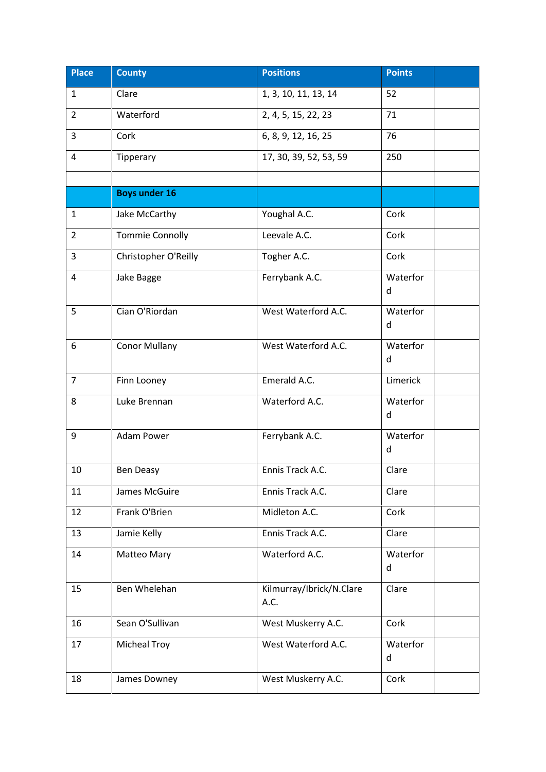| Place | County | Positions | Points | |
|---|---|---|---|---|
| 1 | Clare | 1, 3, 10, 11, 13, 14 | 52 | |
| 2 | Waterford | 2, 4, 5, 15, 22, 23 | 71 | |
| 3 | Cork | 6, 8, 9, 12, 16, 25 | 76 | |
| 4 | Tipperary | 17, 30, 39, 52, 53, 59 | 250 | |
| | | | | |
| | **Boys under 16** | | | |
| 1 | Jake McCarthy | Youghal A.C. | Cork | |
| 2 | Tommie Connolly | Leevale A.C. | Cork | |
| 3 | Christopher O'Reilly | Togher A.C. | Cork | |
| 4 | Jake Bagge | Ferrybank A.C. | Waterford | |
| 5 | Cian O'Riordan | West Waterford A.C. | Waterford | |
| 6 | Conor Mullany | West Waterford A.C. | Waterford | |
| 7 | Finn Looney | Emerald A.C. | Limerick | |
| 8 | Luke Brennan | Waterford A.C. | Waterford | |
| 9 | Adam Power | Ferrybank A.C. | Waterford | |
| 10 | Ben Deasy | Ennis Track A.C. | Clare | |
| 11 | James McGuire | Ennis Track A.C. | Clare | |
| 12 | Frank O'Brien | Midleton A.C. | Cork | |
| 13 | Jamie Kelly | Ennis Track A.C. | Clare | |
| 14 | Matteo Mary | Waterford A.C. | Waterford | |
| 15 | Ben Whelehan | Kilmurray/Ibrick/N.Clare A.C. | Clare | |
| 16 | Sean O'Sullivan | West Muskerry A.C. | Cork | |
| 17 | Micheal Troy | West Waterford A.C. | Waterford | |
| 18 | James Downey | West Muskerry A.C. | Cork | |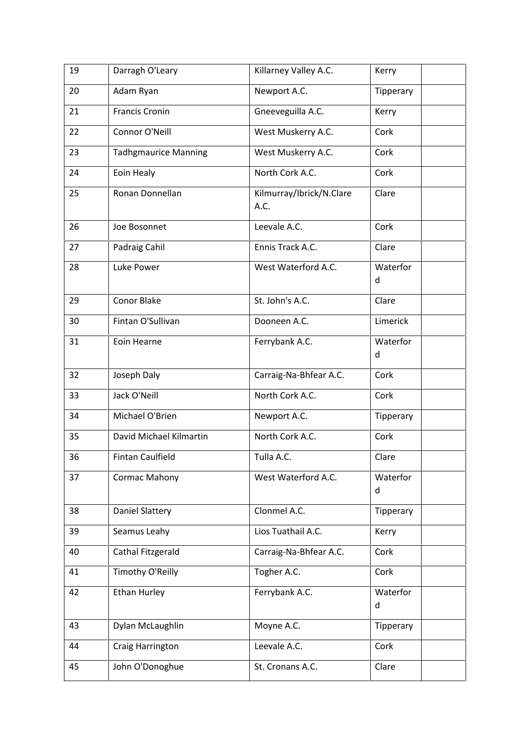| 19 | Darragh O'Leary | Killarney Valley A.C. | Kerry | |
|---|---|---|---|---|
| 20 | Adam Ryan | Newport A.C. | Tipperary | |
| 21 | Francis Cronin | Gneeveguilla A.C. | Kerry | |
| 22 | Connor O'Neill | West Muskerry A.C. | Cork | |
| 23 | Tadhgmaurice Manning | West Muskerry A.C. | Cork | |
| 24 | Eoin Healy | North Cork A.C. | Cork | |
| 25 | Ronan Donnellan | Kilmurray/Ibrick/N.Clare A.C. | Clare | |
| 26 | Joe Bosonnet | Leevale A.C. | Cork | |
| 27 | Padraig Cahil | Ennis Track A.C. | Clare | |
| 28 | Luke Power | West Waterford A.C. | Waterford | |
| 29 | Conor Blake | St. John's A.C. | Clare | |
| 30 | Fintan O'Sullivan | Dooneen A.C. | Limerick | |
| 31 | Eoin Hearne | Ferrybank A.C. | Waterford | |
| 32 | Joseph Daly | Carraig-Na-Bhfear A.C. | Cork | |
| 33 | Jack O'Neill | North Cork A.C. | Cork | |
| 34 | Michael O'Brien | Newport A.C. | Tipperary | |
| 35 | David Michael Kilmartin | North Cork A.C. | Cork | |
| 36 | Fintan Caulfield | Tulla A.C. | Clare | |
| 37 | Cormac Mahony | West Waterford A.C. | Waterford | |
| 38 | Daniel Slattery | Clonmel A.C. | Tipperary | |
| 39 | Seamus Leahy | Lios Tuathail A.C. | Kerry | |
| 40 | Cathal Fitzgerald | Carraig-Na-Bhfear A.C. | Cork | |
| 41 | Timothy O'Reilly | Togher A.C. | Cork | |
| 42 | Ethan Hurley | Ferrybank A.C. | Waterford | |
| 43 | Dylan McLaughlin | Moyne A.C. | Tipperary | |
| 44 | Craig Harrington | Leevale A.C. | Cork | |
| 45 | John O'Donoghue | St. Cronans A.C. | Clare | |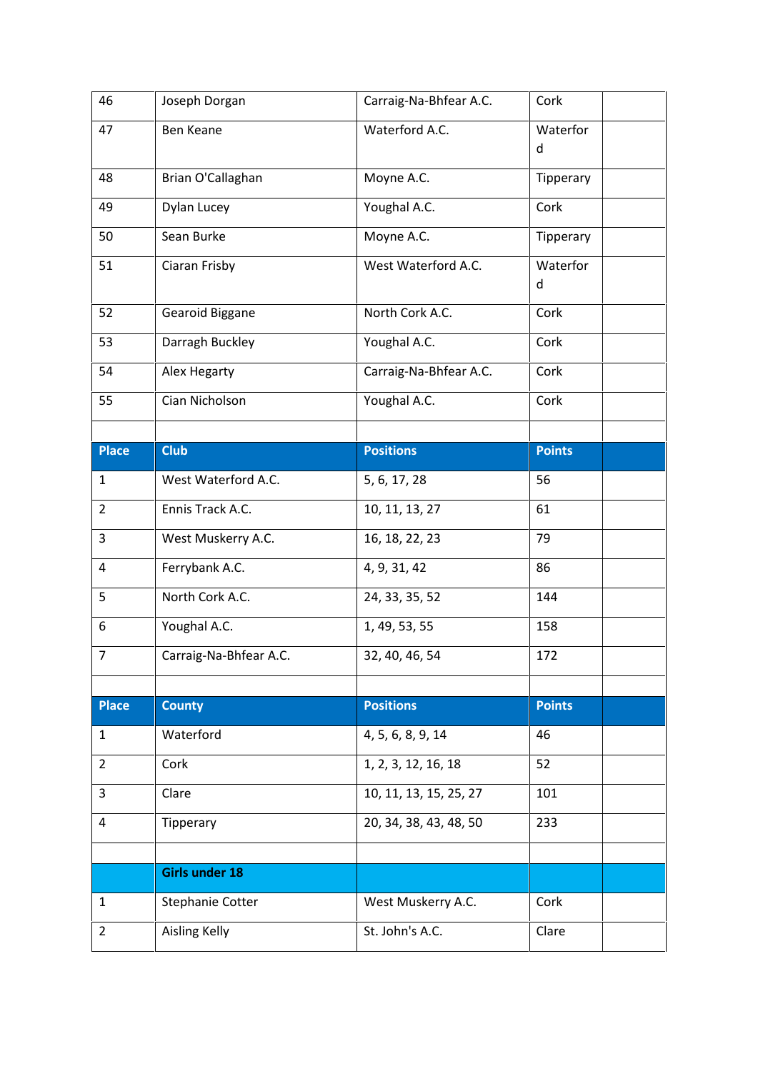| | | | | |
|---|---|---|---|---|
| 46 | Joseph Dorgan | Carraig-Na-Bhfear A.C. | Cork | |
| 47 | Ben Keane | Waterford A.C. | Waterford | |
| 48 | Brian O'Callaghan | Moyne A.C. | Tipperary | |
| 49 | Dylan Lucey | Youghal A.C. | Cork | |
| 50 | Sean Burke | Moyne A.C. | Tipperary | |
| 51 | Ciaran Frisby | West Waterford A.C. | Waterford | |
| 52 | Gearoid Biggane | North Cork A.C. | Cork | |
| 53 | Darragh Buckley | Youghal A.C. | Cork | |
| 54 | Alex Hegarty | Carraig-Na-Bhfear A.C. | Cork | |
| 55 | Cian Nicholson | Youghal A.C. | Cork | |
| | | | | |
| **Place** | **Club** | **Positions** | **Points** | |
| 1 | West Waterford A.C. | 5, 6, 17, 28 | 56 | |
| 2 | Ennis Track A.C. | 10, 11, 13, 27 | 61 | |
| 3 | West Muskerry A.C. | 16, 18, 22, 23 | 79 | |
| 4 | Ferrybank A.C. | 4, 9, 31, 42 | 86 | |
| 5 | North Cork A.C. | 24, 33, 35, 52 | 144 | |
| 6 | Youghal A.C. | 1, 49, 53, 55 | 158 | |
| 7 | Carraig-Na-Bhfear A.C. | 32, 40, 46, 54 | 172 | |
| | | | | |
| **Place** | **County** | **Positions** | **Points** | |
| 1 | Waterford | 4, 5, 6, 8, 9, 14 | 46 | |
| 2 | Cork | 1, 2, 3, 12, 16, 18 | 52 | |
| 3 | Clare | 10, 11, 13, 15, 25, 27 | 101 | |
| 4 | Tipperary | 20, 34, 38, 43, 48, 50 | 233 | |
| | | | | |
| | **Girls under 18** | | | |
| 1 | Stephanie Cotter | West Muskerry A.C. | Cork | |
| 2 | Aisling Kelly | St. John's A.C. | Clare | |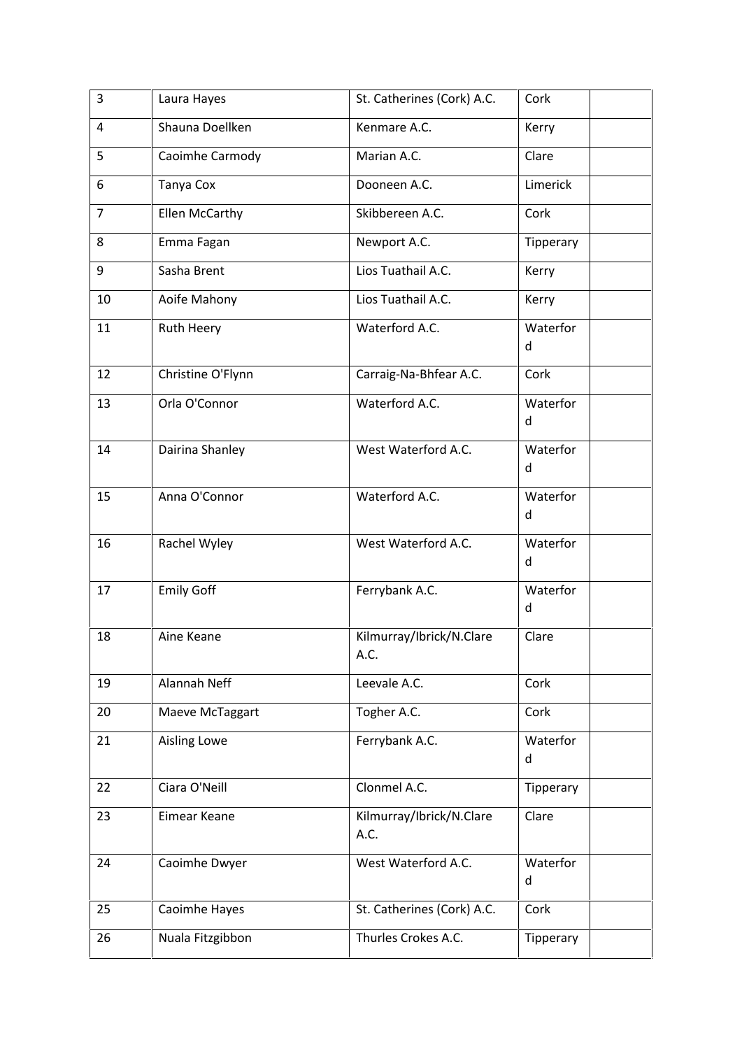| 3 | Laura Hayes | St. Catherines (Cork) A.C. | Cork | |
|---|---|---|---|---|
| 4 | Shauna Doellken | Kenmare A.C. | Kerry | |
| 5 | Caoimhe Carmody | Marian A.C. | Clare | |
| 6 | Tanya Cox | Dooneen A.C. | Limerick | |
| 7 | Ellen McCarthy | Skibbereen A.C. | Cork | |
| 8 | Emma Fagan | Newport A.C. | Tipperary | |
| 9 | Sasha Brent | Lios Tuathail A.C. | Kerry | |
| 10 | Aoife Mahony | Lios Tuathail A.C. | Kerry | |
| 11 | Ruth Heery | Waterford A.C. | Waterford | |
| 12 | Christine O'Flynn | Carraig-Na-Bhfear A.C. | Cork | |
| 13 | Orla O'Connor | Waterford A.C. | Waterford | |
| 14 | Dairina Shanley | West Waterford A.C. | Waterford | |
| 15 | Anna O'Connor | Waterford A.C. | Waterford | |
| 16 | Rachel Wyley | West Waterford A.C. | Waterford | |
| 17 | Emily Goff | Ferrybank A.C. | Waterford | |
| 18 | Aine Keane | Kilmurray/Ibrick/N.Clare A.C. | Clare | |
| 19 | Alannah Neff | Leevale A.C. | Cork | |
| 20 | Maeve McTaggart | Togher A.C. | Cork | |
| 21 | Aisling Lowe | Ferrybank A.C. | Waterford | |
| 22 | Ciara O'Neill | Clonmel A.C. | Tipperary | |
| 23 | Eimear Keane | Kilmurray/Ibrick/N.Clare A.C. | Clare | |
| 24 | Caoimhe Dwyer | West Waterford A.C. | Waterford | |
| 25 | Caoimhe Hayes | St. Catherines (Cork) A.C. | Cork | |
| 26 | Nuala Fitzgibbon | Thurles Crokes A.C. | Tipperary | |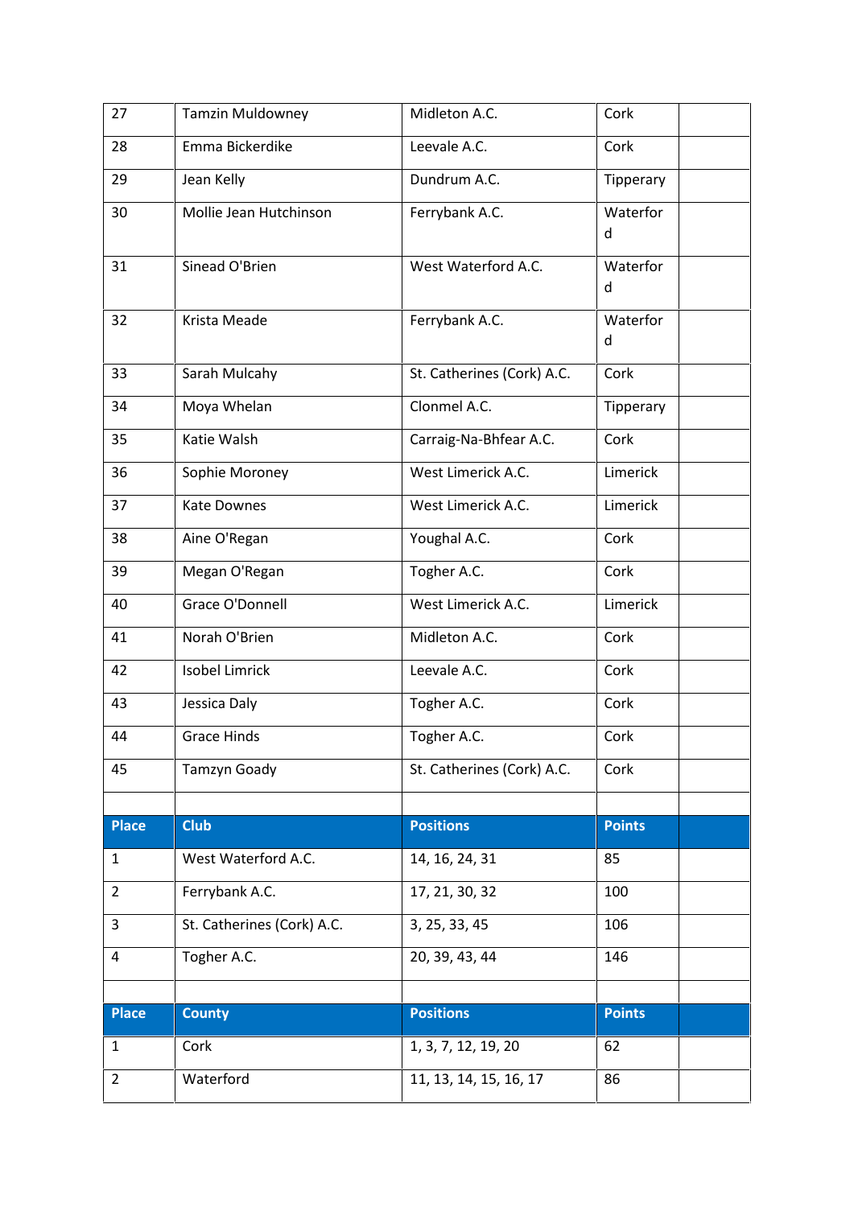| | | | | |
|---|---|---|---|---|
| 27 | Tamzin Muldowney | Midleton A.C. | Cork | |
| 28 | Emma Bickerdike | Leevale A.C. | Cork | |
| 29 | Jean Kelly | Dundrum A.C. | Tipperary | |
| 30 | Mollie Jean Hutchinson | Ferrybank A.C. | Waterford | |
| 31 | Sinead O'Brien | West Waterford A.C. | Waterford | |
| 32 | Krista Meade | Ferrybank A.C. | Waterford | |
| 33 | Sarah Mulcahy | St. Catherines (Cork) A.C. | Cork | |
| 34 | Moya Whelan | Clonmel A.C. | Tipperary | |
| 35 | Katie Walsh | Carraig-Na-Bhfear A.C. | Cork | |
| 36 | Sophie Moroney | West Limerick A.C. | Limerick | |
| 37 | Kate Downes | West Limerick A.C. | Limerick | |
| 38 | Aine O'Regan | Youghal A.C. | Cork | |
| 39 | Megan O'Regan | Togher A.C. | Cork | |
| 40 | Grace O'Donnell | West Limerick A.C. | Limerick | |
| 41 | Norah O'Brien | Midleton A.C. | Cork | |
| 42 | Isobel Limrick | Leevale A.C. | Cork | |
| 43 | Jessica Daly | Togher A.C. | Cork | |
| 44 | Grace Hinds | Togher A.C. | Cork | |
| 45 | Tamzyn Goady | St. Catherines (Cork) A.C. | Cork | |

| Place | Club | Positions | Points | |
|---|---|---|---|---|
| 1 | West Waterford A.C. | 14, 16, 24, 31 | 85 | |
| 2 | Ferrybank A.C. | 17, 21, 30, 32 | 100 | |
| 3 | St. Catherines (Cork) A.C. | 3, 25, 33, 45 | 106 | |
| 4 | Togher A.C. | 20, 39, 43, 44 | 146 | |

| Place | County | Positions | Points | |
|---|---|---|---|---|
| 1 | Cork | 1, 3, 7, 12, 19, 20 | 62 | |
| 2 | Waterford | 11, 13, 14, 15, 16, 17 | 86 | |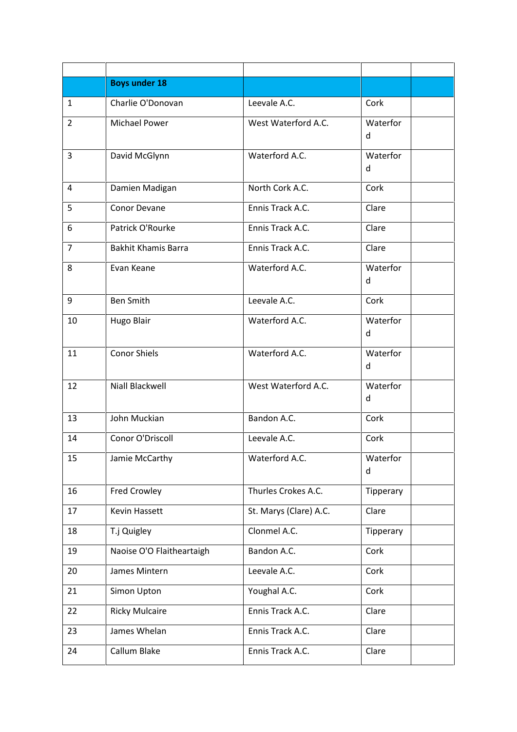| | | | | |
|---|---|---|---|---|
| | **Boys under 18** | | | |
| 1 | Charlie O'Donovan | Leevale A.C. | Cork | |
| 2 | Michael Power | West Waterford A.C. | Waterford | |
| 3 | David McGlynn | Waterford A.C. | Waterford | |
| 4 | Damien Madigan | North Cork A.C. | Cork | |
| 5 | Conor Devane | Ennis Track A.C. | Clare | |
| 6 | Patrick O'Rourke | Ennis Track A.C. | Clare | |
| 7 | Bakhit Khamis Barra | Ennis Track A.C. | Clare | |
| 8 | Evan Keane | Waterford A.C. | Waterford | |
| 9 | Ben Smith | Leevale A.C. | Cork | |
| 10 | Hugo Blair | Waterford A.C. | Waterford | |
| 11 | Conor Shiels | Waterford A.C. | Waterford | |
| 12 | Niall Blackwell | West Waterford A.C. | Waterford | |
| 13 | John Muckian | Bandon A.C. | Cork | |
| 14 | Conor O'Driscoll | Leevale A.C. | Cork | |
| 15 | Jamie McCarthy | Waterford A.C. | Waterford | |
| 16 | Fred Crowley | Thurles Crokes A.C. | Tipperary | |
| 17 | Kevin Hassett | St. Marys (Clare) A.C. | Clare | |
| 18 | T.j Quigley | Clonmel A.C. | Tipperary | |
| 19 | Naoise O'O Flaitheartaigh | Bandon A.C. | Cork | |
| 20 | James Mintern | Leevale A.C. | Cork | |
| 21 | Simon Upton | Youghal A.C. | Cork | |
| 22 | Ricky Mulcaire | Ennis Track A.C. | Clare | |
| 23 | James Whelan | Ennis Track A.C. | Clare | |
| 24 | Callum Blake | Ennis Track A.C. | Clare | |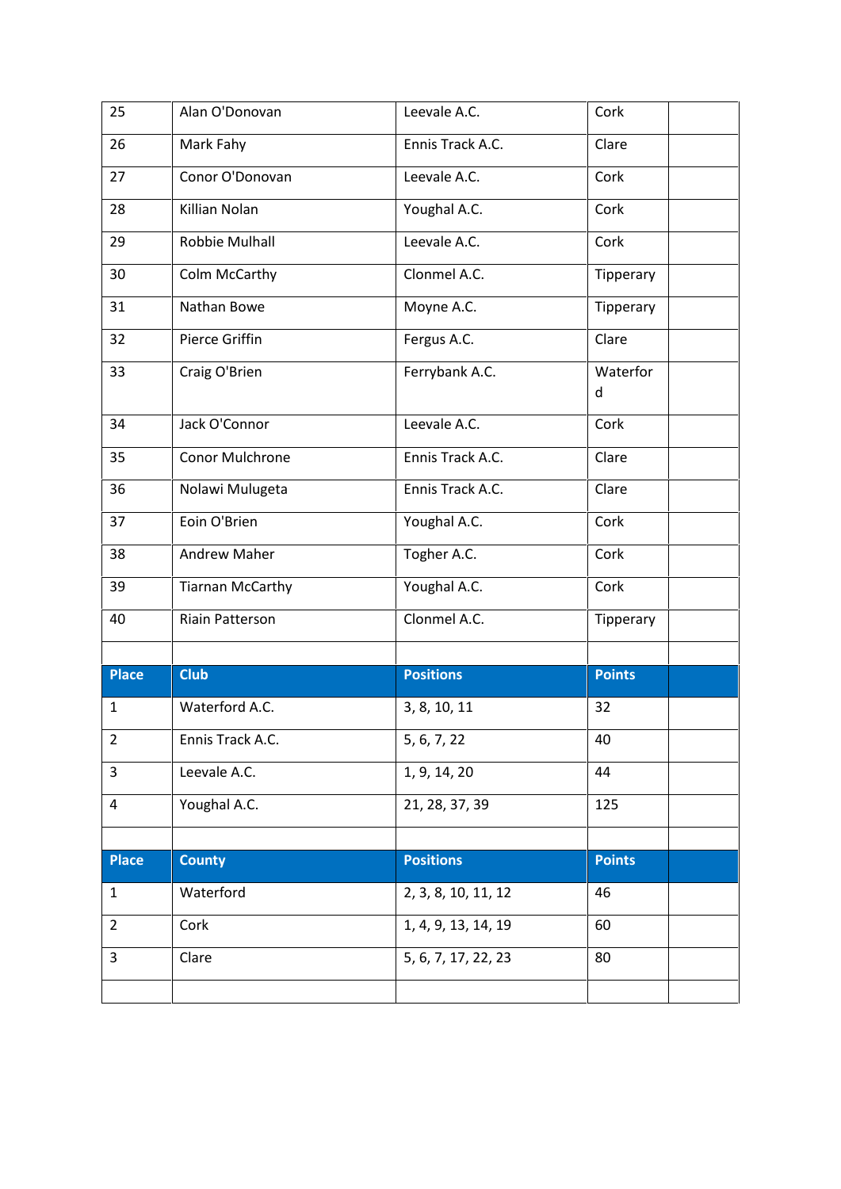| | | | | |
|---|---|---|---|---|
| 25 | Alan O'Donovan | Leevale A.C. | Cork | |
| 26 | Mark Fahy | Ennis Track A.C. | Clare | |
| 27 | Conor O'Donovan | Leevale A.C. | Cork | |
| 28 | Killian Nolan | Youghal A.C. | Cork | |
| 29 | Robbie Mulhall | Leevale A.C. | Cork | |
| 30 | Colm McCarthy | Clonmel A.C. | Tipperary | |
| 31 | Nathan Bowe | Moyne A.C. | Tipperary | |
| 32 | Pierce Griffin | Fergus A.C. | Clare | |
| 33 | Craig O'Brien | Ferrybank A.C. | Waterford | |
| 34 | Jack O'Connor | Leevale A.C. | Cork | |
| 35 | Conor Mulchrone | Ennis Track A.C. | Clare | |
| 36 | Nolawi Mulugeta | Ennis Track A.C. | Clare | |
| 37 | Eoin O'Brien | Youghal A.C. | Cork | |
| 38 | Andrew Maher | Togher A.C. | Cork | |
| 39 | Tiarnan McCarthy | Youghal A.C. | Cork | |
| 40 | Riain Patterson | Clonmel A.C. | Tipperary | |
| | | | | |
| **Place** | **Club** | **Positions** | **Points** | |
| 1 | Waterford A.C. | 3, 8, 10, 11 | 32 | |
| 2 | Ennis Track A.C. | 5, 6, 7, 22 | 40 | |
| 3 | Leevale A.C. | 1, 9, 14, 20 | 44 | |
| 4 | Youghal A.C. | 21, 28, 37, 39 | 125 | |
| | | | | |
| **Place** | **County** | **Positions** | **Points** | |
| 1 | Waterford | 2, 3, 8, 10, 11, 12 | 46 | |
| 2 | Cork | 1, 4, 9, 13, 14, 19 | 60 | |
| 3 | Clare | 5, 6, 7, 17, 22, 23 | 80 | |
| | | | | |